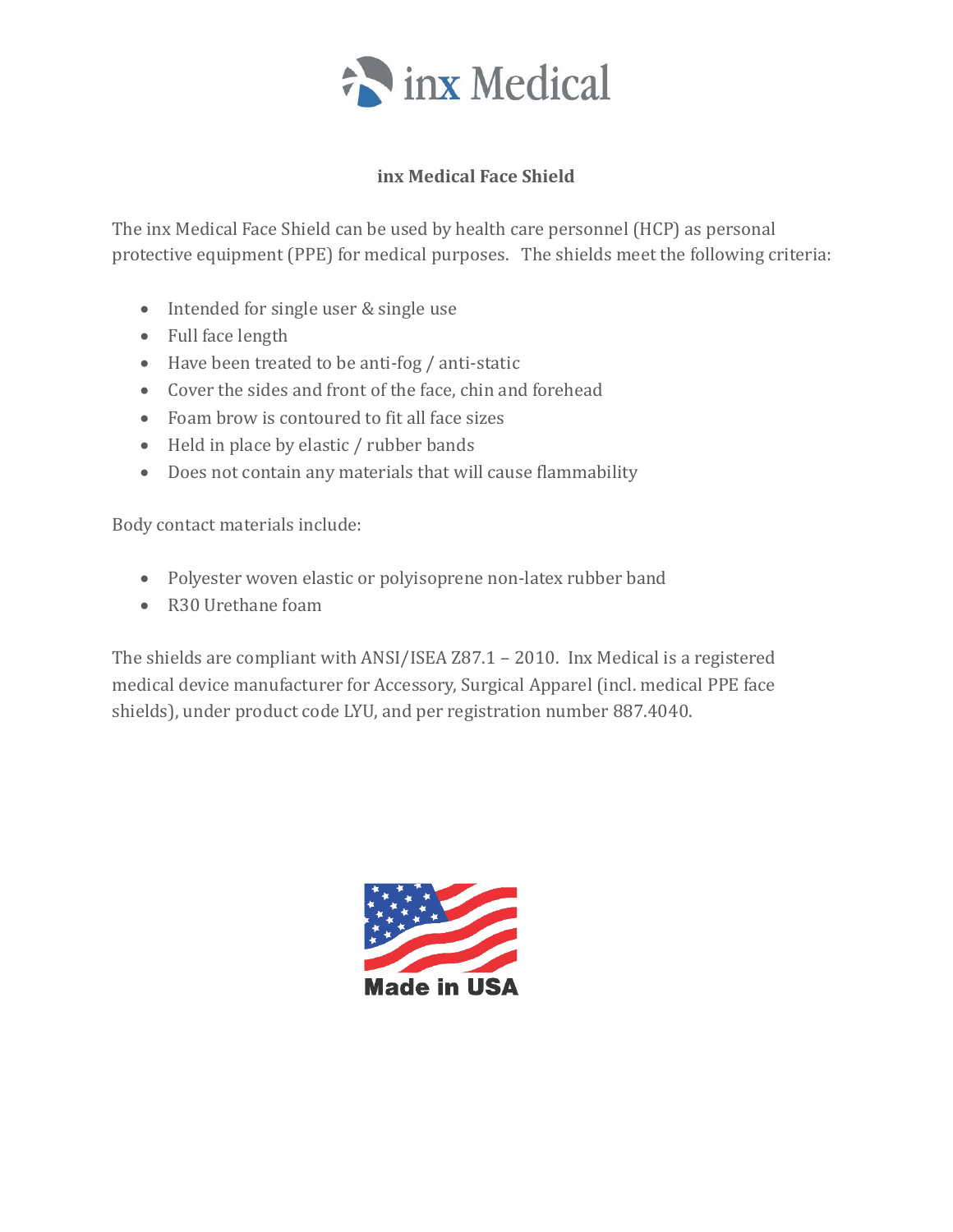# inx Medical

## inx Medical Face Shield

The inx Medical Face Shield can be used by health care personnel (HCP) as personal protective equipment (PPE) for medical purposes. The shields meet the following criteria:

- Intended for single user & single use
- Full face length
- Have been treated to be anti-fog / anti-static
- Cover the sides and front of the face, chin and forehead
- Foam brow is contoured to fit all face sizes
- Held in place by elastic / rubber bands
- Does not contain any materials that will cause flammability

Body contact materials include:

- Polyester woven elastic or polyisoprene non-latex rubber band
- R30 Urethane foam

The shields are compliant with ANSI/ISEA Z87.1 – 2010. Inx Medical is a registered medical device manufacturer for Accessory, Surgical Apparel (incl. medical PPE face shields), under product code LYU, and per registration number 887.4040.

Made in USA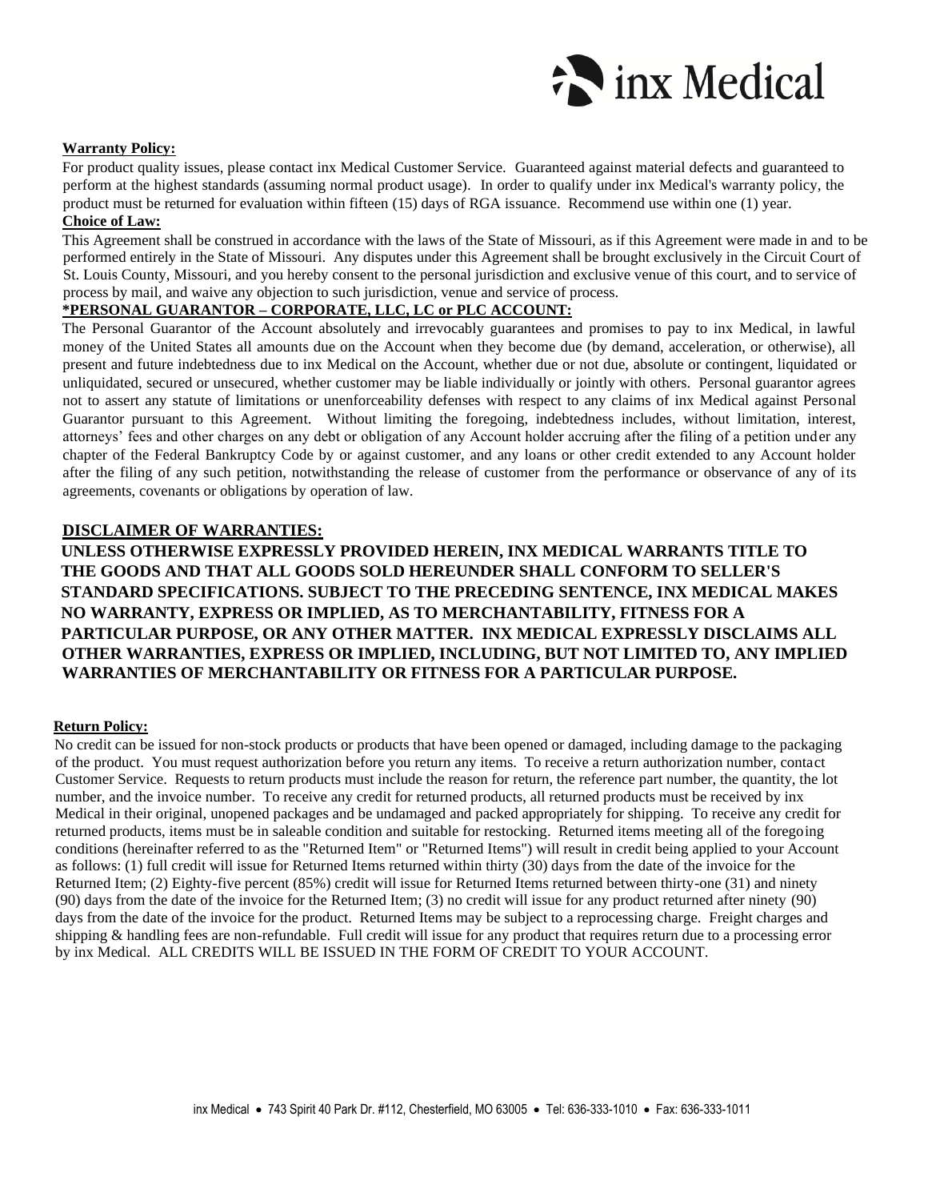**Warranty Policy:**

For product quality issues, please contact inx Medical Customer Service. Guaranteed against material defects and guaranteed to perform at the highest standards (assuming normal product usage). In order to qualify under inx Medical's warranty policy, the product must be returned for evaluation within fifteen (15) days of RGA issuance. Recommend use within one (1) year.

**Choice of Law:**

This Agreement shall be construed in accordance with the laws of the State of Missouri, as if this Agreement were made in and to be performed entirely in the State of Missouri. Any disputes under this Agreement shall be brought exclusively in the Circuit Court of St. Louis County, Missouri, and you hereby consent to the personal jurisdiction and exclusive venue of this court, and to service of process by mail, and waive any objection to such jurisdiction, venue and service of process.

**\*PERSONAL GUARANTOR – CORPORATE, LLC, LC or PLC ACCOUNT:**

The Personal Guarantor of the Account absolutely and irrevocably guarantees and promises to pay to inx Medical, in lawful money of the United States all amounts due on the Account when they become due (by demand, acceleration, or otherwise), all present and future indebtedness due to inx Medical on the Account, whether due or not due, absolute or contingent, liquidated or unliquidated, secured or unsecured, whether customer may be liable individually or jointly with others. Personal guarantor agrees not to assert any statute of limitations or unenforceability defenses with respect to any claims of inx Medical against Personal Guarantor pursuant to this Agreement. Without limiting the foregoing, indebtedness includes, without limitation, interest, attorneys' fees and other charges on any debt or obligation of any Account holder accruing after the filing of a petition under any chapter of the Federal Bankruptcy Code by or against customer, and any loans or other credit extended to any Account holder after the filing of any such petition, notwithstanding the release of customer from the performance or observance of any of its agreements, covenants or obligations by operation of law.

**DISCLAIMER OF WARRANTIES:**

**UNLESS OTHERWISE EXPRESSLY PROVIDED HEREIN, INX MEDICAL WARRANTS TITLE TO THE GOODS AND THAT ALL GOODS SOLD HEREUNDER SHALL CONFORM TO SELLER'S STANDARD SPECIFICATIONS. SUBJECT TO THE PRECEDING SENTENCE, INX MEDICAL MAKES NO WARRANTY, EXPRESS OR IMPLIED, AS TO MERCHANTABILITY, FITNESS FOR A PARTICULAR PURPOSE, OR ANY OTHER MATTER. INX MEDICAL EXPRESSLY DISCLAIMS ALL OTHER WARRANTIES, EXPRESS OR IMPLIED, INCLUDING, BUT NOT LIMITED TO, ANY IMPLIED WARRANTIES OF MERCHANTABILITY OR FITNESS FOR A PARTICULAR PURPOSE.**

**Return Policy:**

No credit can be issued for non-stock products or products that have been opened or damaged, including damage to the packaging of the product. You must request authorization before you return any items. To receive a return authorization number, contact Customer Service. Requests to return products must include the reason for return, the reference part number, the quantity, the lot number, and the invoice number. To receive any credit for returned products, all returned products must be received by inx Medical in their original, unopened packages and be undamaged and packed appropriately for shipping. To receive any credit for returned products, items must be in saleable condition and suitable for restocking. Returned items meeting all of the foregoing conditions (hereinafter referred to as the "Returned Item" or "Returned Items") will result in credit being applied to your Account as follows: (1) full credit will issue for Returned Items returned within thirty (30) days from the date of the invoice for the Returned Item; (2) Eighty-five percent (85%) credit will issue for Returned Items returned between thirty-one (31) and ninety (90) days from the date of the invoice for the Returned Item; (3) no credit will issue for any product returned after ninety (90) days from the date of the invoice for the product. Returned Items may be subject to a reprocessing charge. Freight charges and shipping & handling fees are non-refundable. Full credit will issue for any product that requires return due to a processing error by inx Medical. ALL CREDITS WILL BE ISSUED IN THE FORM OF CREDIT TO YOUR ACCOUNT.